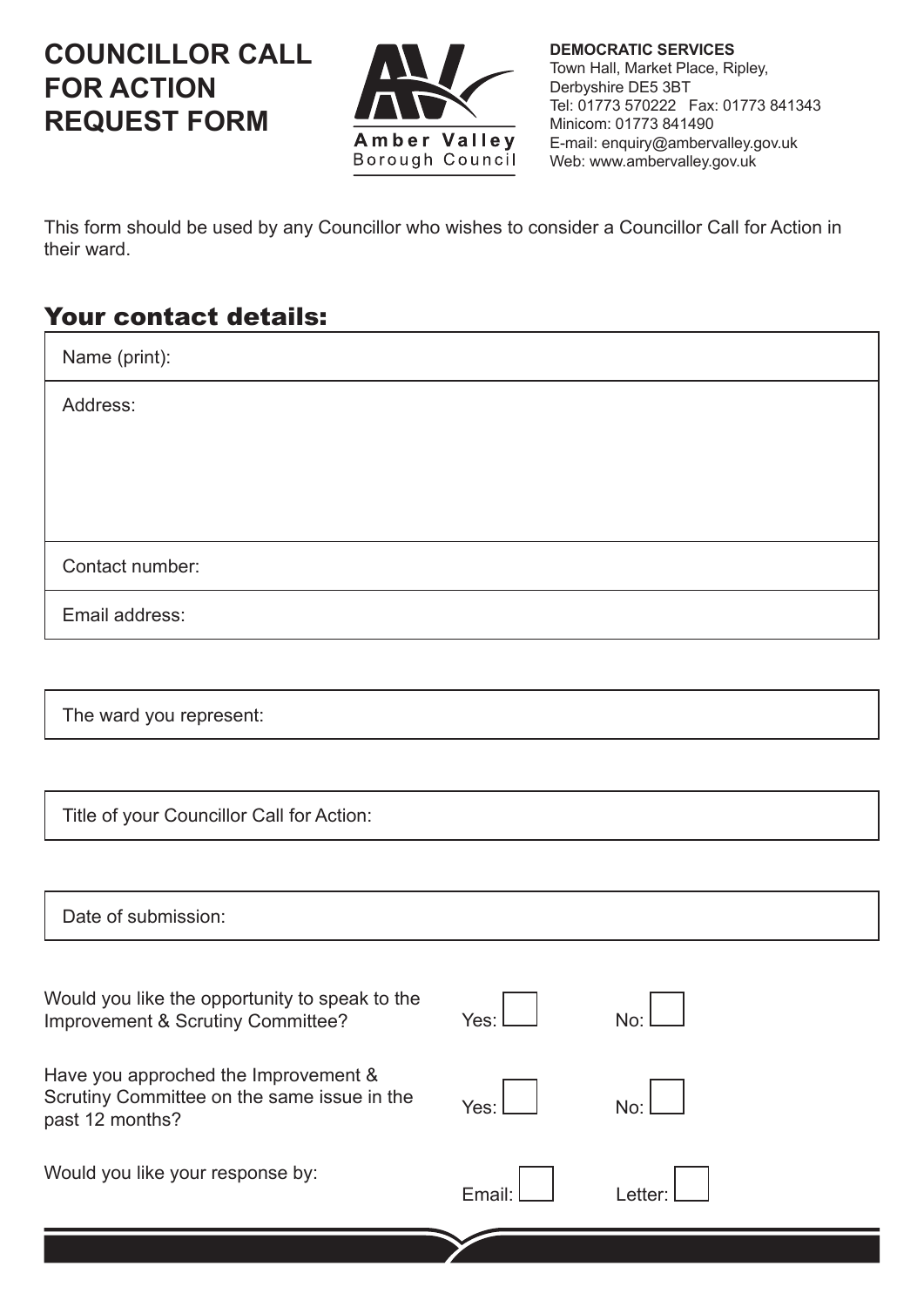# COUNCILLOR CALL FOR ACTION REQUEST FORM

Amber Valley Borough Council

**DEMOCRATIC SERVICES**
Town Hall, Market Place, Ripley,
Derbyshire DE5 3BT
Tel: 01773 570222 Fax: 01773 841343
Minicom: 01773 841490
E-mail: enquiry@ambervalley.gov.uk
Web: www.ambervalley.gov.uk

This form should be used by any Councillor who wishes to consider a Councillor Call for Action in their ward.

## Your contact details:

| Name (print): |
|---|
| Address: |
| Contact number: |
| Email address: |

| The ward you represent: |
|---|

| Title of your Councillor Call for Action: |
|---|

| Date of submission: |
|---|

Would you like the opportunity to speak to the Improvement & Scrutiny Committee? Yes: ☐ No: ☐

Have you approched the Improvement & Scrutiny Committee on the same issue in the past 12 months? Yes: ☐ No: ☐

Would you like your response by: Email: ☐ Letter: ☐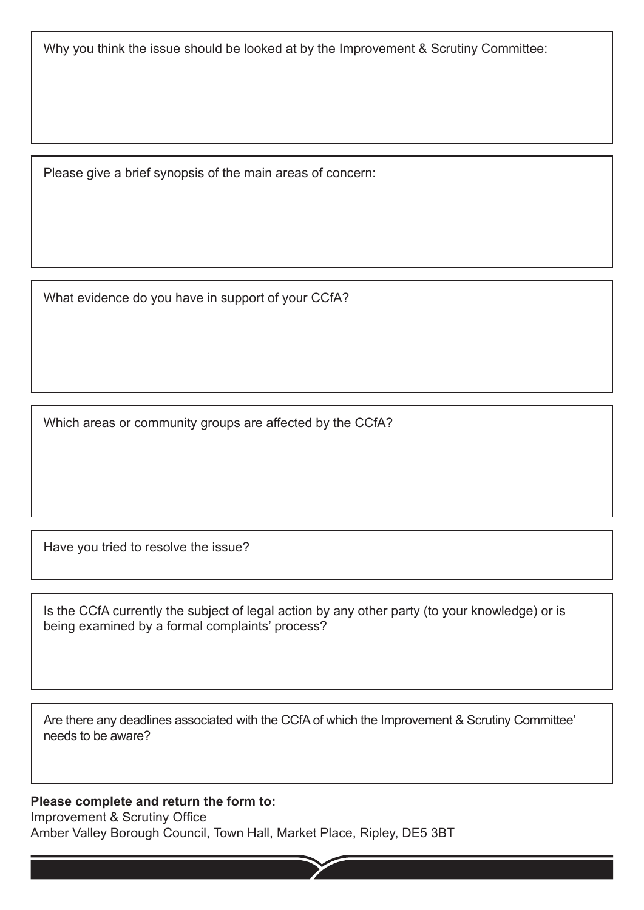Why you think the issue should be looked at by the Improvement & Scrutiny Committee:

Please give a brief synopsis of the main areas of concern:

What evidence do you have in support of your CCfA?

Which areas or community groups are affected by the CCfA?

Have you tried to resolve the issue?

Is the CCfA currently the subject of legal action by any other party (to your knowledge) or is being examined by a formal complaints' process?

Are there any deadlines associated with the CCfA of which the Improvement & Scrutiny Committee' needs to be aware?

**Please complete and return the form to:**
Improvement & Scrutiny Office
Amber Valley Borough Council, Town Hall, Market Place, Ripley, DE5 3BT